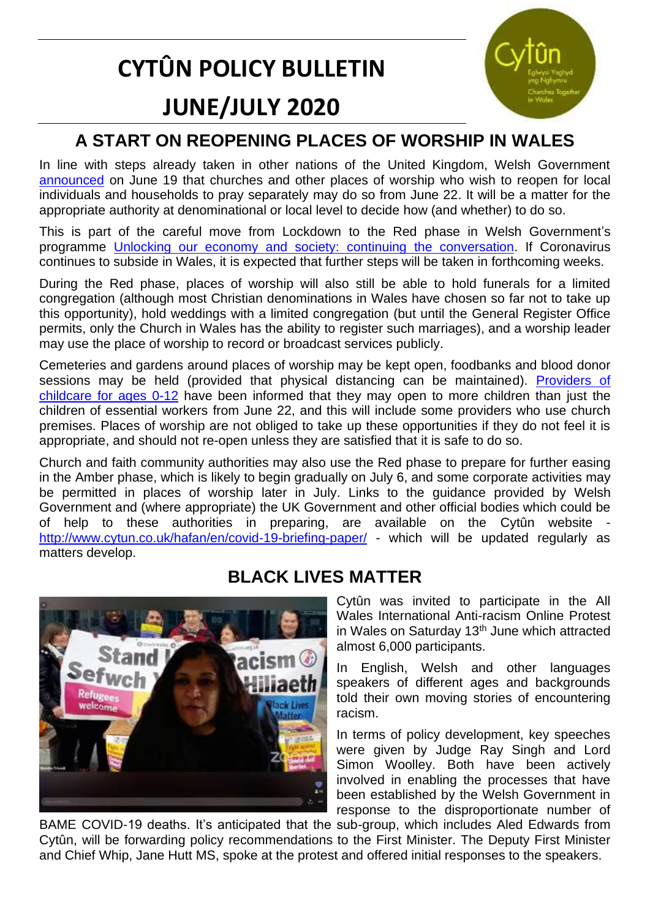# CYTÛN POLICY BULLETIN

# JUNE/JULY 2020

## A START ON REOPENING PLACES OF WORSHIP IN WALES

In line with steps already taken in other nations of the United Kingdom, Welsh Government announced on June 19 that churches and other places of worship who wish to reopen for local individuals and households to pray separately may do so from June 22. It will be a matter for the appropriate authority at denominational or local level to decide how (and whether) to do so.

This is part of the careful move from Lockdown to the Red phase in Welsh Government's programme Unlocking our economy and society: continuing the conversation. If Coronavirus continues to subside in Wales, it is expected that further steps will be taken in forthcoming weeks.

During the Red phase, places of worship will also still be able to hold funerals for a limited congregation (although most Christian denominations in Wales have chosen so far not to take up this opportunity), hold weddings with a limited congregation (but until the General Register Office permits, only the Church in Wales has the ability to register such marriages), and a worship leader may use the place of worship to record or broadcast services publicly.

Cemeteries and gardens around places of worship may be kept open, foodbanks and blood donor sessions may be held (provided that physical distancing can be maintained). Providers of childcare for ages 0-12 have been informed that they may open to more children than just the children of essential workers from June 22, and this will include some providers who use church premises. Places of worship are not obliged to take up these opportunities if they do not feel it is appropriate, and should not re-open unless they are satisfied that it is safe to do so.

Church and faith community authorities may also use the Red phase to prepare for further easing in the Amber phase, which is likely to begin gradually on July 6, and some corporate activities may be permitted in places of worship later in July. Links to the guidance provided by Welsh Government and (where appropriate) the UK Government and other official bodies which could be of help to these authorities in preparing, are available on the Cytûn website - http://www.cytun.co.uk/hafan/en/covid-19-briefing-paper/ - which will be updated regularly as matters develop.

## BLACK LIVES MATTER

Cytûn was invited to participate in the All Wales International Anti-racism Online Protest in Wales on Saturday 13th June which attracted almost 6,000 participants.

In English, Welsh and other languages speakers of different ages and backgrounds told their own moving stories of encountering racism.

In terms of policy development, key speeches were given by Judge Ray Singh and Lord Simon Woolley. Both have been actively involved in enabling the processes that have been established by the Welsh Government in response to the disproportionate number of BAME COVID-19 deaths. It's anticipated that the sub-group, which includes Aled Edwards from Cytûn, will be forwarding policy recommendations to the First Minister. The Deputy First Minister and Chief Whip, Jane Hutt MS, spoke at the protest and offered initial responses to the speakers.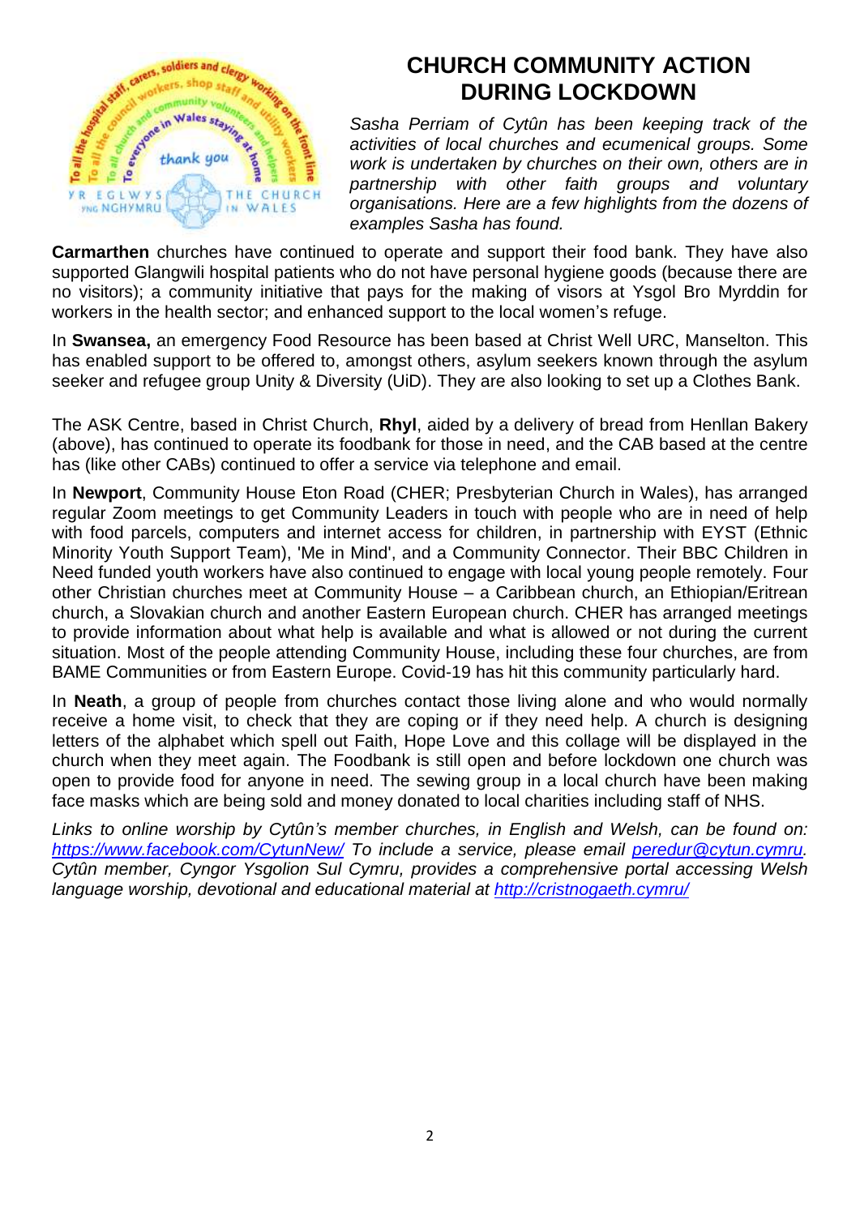# CHURCH COMMUNITY ACTION DURING LOCKDOWN

*Sasha Perriam of Cytûn has been keeping track of the activities of local churches and ecumenical groups. Some work is undertaken by churches on their own, others are in partnership with other faith groups and voluntary organisations. Here are a few highlights from the dozens of examples Sasha has found.*

**Carmarthen** churches have continued to operate and support their food bank. They have also supported Glangwili hospital patients who do not have personal hygiene goods (because there are no visitors); a community initiative that pays for the making of visors at Ysgol Bro Myrddin for workers in the health sector; and enhanced support to the local women's refuge.

In **Swansea,** an emergency Food Resource has been based at Christ Well URC, Manselton. This has enabled support to be offered to, amongst others, asylum seekers known through the asylum seeker and refugee group Unity & Diversity (UiD). They are also looking to set up a Clothes Bank.

The ASK Centre, based in Christ Church, **Rhyl**, aided by a delivery of bread from Henllan Bakery (above), has continued to operate its foodbank for those in need, and the CAB based at the centre has (like other CABs) continued to offer a service via telephone and email.

In **Newport**, Community House Eton Road (CHER; Presbyterian Church in Wales), has arranged regular Zoom meetings to get Community Leaders in touch with people who are in need of help with food parcels, computers and internet access for children, in partnership with EYST (Ethnic Minority Youth Support Team), 'Me in Mind', and a Community Connector. Their BBC Children in Need funded youth workers have also continued to engage with local young people remotely. Four other Christian churches meet at Community House – a Caribbean church, an Ethiopian/Eritrean church, a Slovakian church and another Eastern European church. CHER has arranged meetings to provide information about what help is available and what is allowed or not during the current situation. Most of the people attending Community House, including these four churches, are from BAME Communities or from Eastern Europe. Covid-19 has hit this community particularly hard.

In **Neath**, a group of people from churches contact those living alone and who would normally receive a home visit, to check that they are coping or if they need help. A church is designing letters of the alphabet which spell out Faith, Hope Love and this collage will be displayed in the church when they meet again. The Foodbank is still open and before lockdown one church was open to provide food for anyone in need. The sewing group in a local church have been making face masks which are being sold and money donated to local charities including staff of NHS.

*Links to online worship by Cytûn's member churches, in English and Welsh, can be found on: [https://www.facebook.com/CytunNew/](https://www.facebook.com/CytunNew/) To include a service, please email [peredur@cytun.cymru](mailto:peredur@cytun.cymru). Cytûn member, Cyngor Ysgolion Sul Cymru, provides a comprehensive portal accessing Welsh language worship, devotional and educational material at [http://cristnogaeth.cymru/](http://cristnogaeth.cymru/)*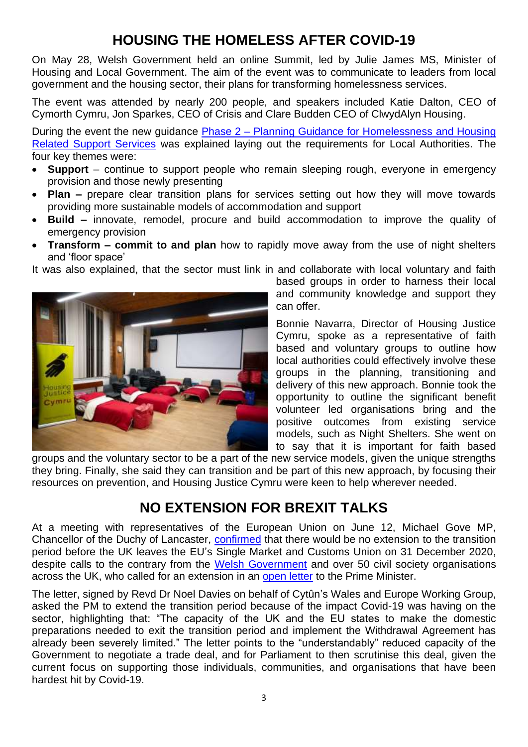# HOUSING THE HOMELESS AFTER COVID-19

On May 28, Welsh Government held an online Summit, led by Julie James MS, Minister of Housing and Local Government. The aim of the event was to communicate to leaders from local government and the housing sector, their plans for transforming homelessness services.

The event was attended by nearly 200 people, and speakers included Katie Dalton, CEO of Cymorth Cymru, Jon Sparkes, CEO of Crisis and Clare Budden CEO of ClwydAlyn Housing.

During the event the new guidance Phase 2 – Planning Guidance for Homelessness and Housing Related Support Services was explained laying out the requirements for Local Authorities. The four key themes were:

- **Support** – continue to support people who remain sleeping rough, everyone in emergency provision and those newly presenting
- **Plan –** prepare clear transition plans for services setting out how they will move towards providing more sustainable models of accommodation and support
- **Build –** innovate, remodel, procure and build accommodation to improve the quality of emergency provision
- **Transform – commit to and plan** how to rapidly move away from the use of night shelters and 'floor space'

It was also explained, that the sector must link in and collaborate with local voluntary and faith based groups in order to harness their local and community knowledge and support they can offer.

Bonnie Navarra, Director of Housing Justice Cymru, spoke as a representative of faith based and voluntary groups to outline how local authorities could effectively involve these groups in the planning, transitioning and delivery of this new approach. Bonnie took the opportunity to outline the significant benefit volunteer led organisations bring and the positive outcomes from existing service models, such as Night Shelters. She went on to say that it is important for faith based groups and the voluntary sector to be a part of the new service models, given the unique strengths they bring. Finally, she said they can transition and be part of this new approach, by focusing their resources on prevention, and Housing Justice Cymru were keen to help wherever needed.

# NO EXTENSION FOR BREXIT TALKS

At a meeting with representatives of the European Union on June 12, Michael Gove MP, Chancellor of the Duchy of Lancaster, confirmed that there would be no extension to the transition period before the UK leaves the EU's Single Market and Customs Union on 31 December 2020, despite calls to the contrary from the Welsh Government and over 50 civil society organisations across the UK, who called for an extension in an open letter to the Prime Minister.

The letter, signed by Revd Dr Noel Davies on behalf of Cytûn's Wales and Europe Working Group, asked the PM to extend the transition period because of the impact Covid-19 was having on the sector, highlighting that: "The capacity of the UK and the EU states to make the domestic preparations needed to exit the transition period and implement the Withdrawal Agreement has already been severely limited." The letter points to the "understandably" reduced capacity of the Government to negotiate a trade deal, and for Parliament to then scrutinise this deal, given the current focus on supporting those individuals, communities, and organisations that have been hardest hit by Covid-19.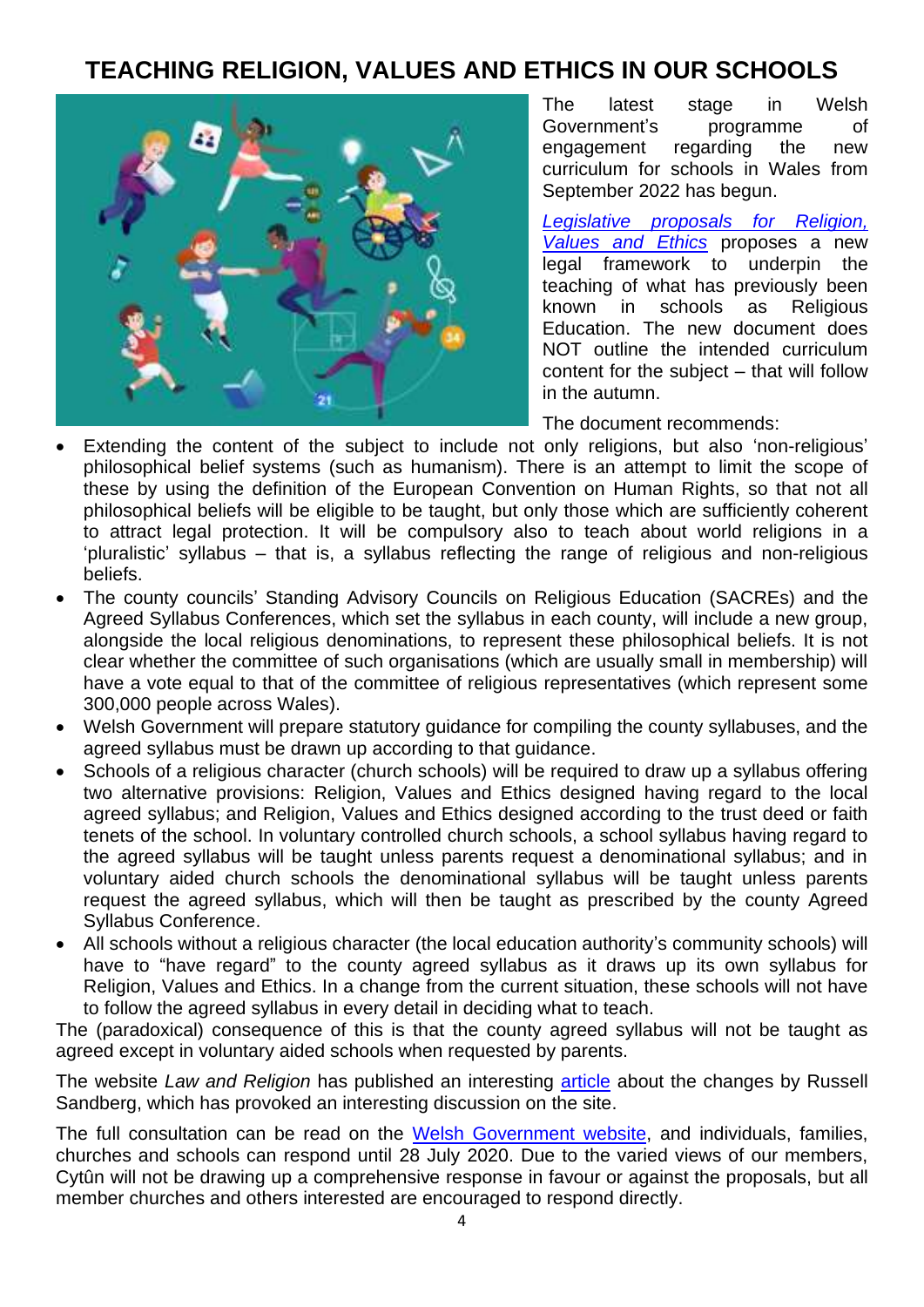# TEACHING RELIGION, VALUES AND ETHICS IN OUR SCHOOLS

The latest stage in Welsh Government's programme of engagement regarding the new curriculum for schools in Wales from September 2022 has begun.

*Legislative proposals for Religion, Values and Ethics* proposes a new legal framework to underpin the teaching of what has previously been known in schools as Religious Education. The new document does NOT outline the intended curriculum content for the subject – that will follow in the autumn.

The document recommends:

- Extending the content of the subject to include not only religions, but also 'non-religious' philosophical belief systems (such as humanism). There is an attempt to limit the scope of these by using the definition of the European Convention on Human Rights, so that not all philosophical beliefs will be eligible to be taught, but only those which are sufficiently coherent to attract legal protection. It will be compulsory also to teach about world religions in a 'pluralistic' syllabus – that is, a syllabus reflecting the range of religious and non-religious beliefs.
- The county councils' Standing Advisory Councils on Religious Education (SACREs) and the Agreed Syllabus Conferences, which set the syllabus in each county, will include a new group, alongside the local religious denominations, to represent these philosophical beliefs. It is not clear whether the committee of such organisations (which are usually small in membership) will have a vote equal to that of the committee of religious representatives (which represent some 300,000 people across Wales).
- Welsh Government will prepare statutory guidance for compiling the county syllabuses, and the agreed syllabus must be drawn up according to that guidance.
- Schools of a religious character (church schools) will be required to draw up a syllabus offering two alternative provisions: Religion, Values and Ethics designed having regard to the local agreed syllabus; and Religion, Values and Ethics designed according to the trust deed or faith tenets of the school. In voluntary controlled church schools, a school syllabus having regard to the agreed syllabus will be taught unless parents request a denominational syllabus; and in voluntary aided church schools the denominational syllabus will be taught unless parents request the agreed syllabus, which will then be taught as prescribed by the county Agreed Syllabus Conference.
- All schools without a religious character (the local education authority's community schools) will have to "have regard" to the county agreed syllabus as it draws up its own syllabus for Religion, Values and Ethics. In a change from the current situation, these schools will not have to follow the agreed syllabus in every detail in deciding what to teach.

The (paradoxical) consequence of this is that the county agreed syllabus will not be taught as agreed except in voluntary aided schools when requested by parents.

The website *Law and Religion* has published an interesting article about the changes by Russell Sandberg, which has provoked an interesting discussion on the site.

The full consultation can be read on the Welsh Government website, and individuals, families, churches and schools can respond until 28 July 2020. Due to the varied views of our members, Cytûn will not be drawing up a comprehensive response in favour or against the proposals, but all member churches and others interested are encouraged to respond directly.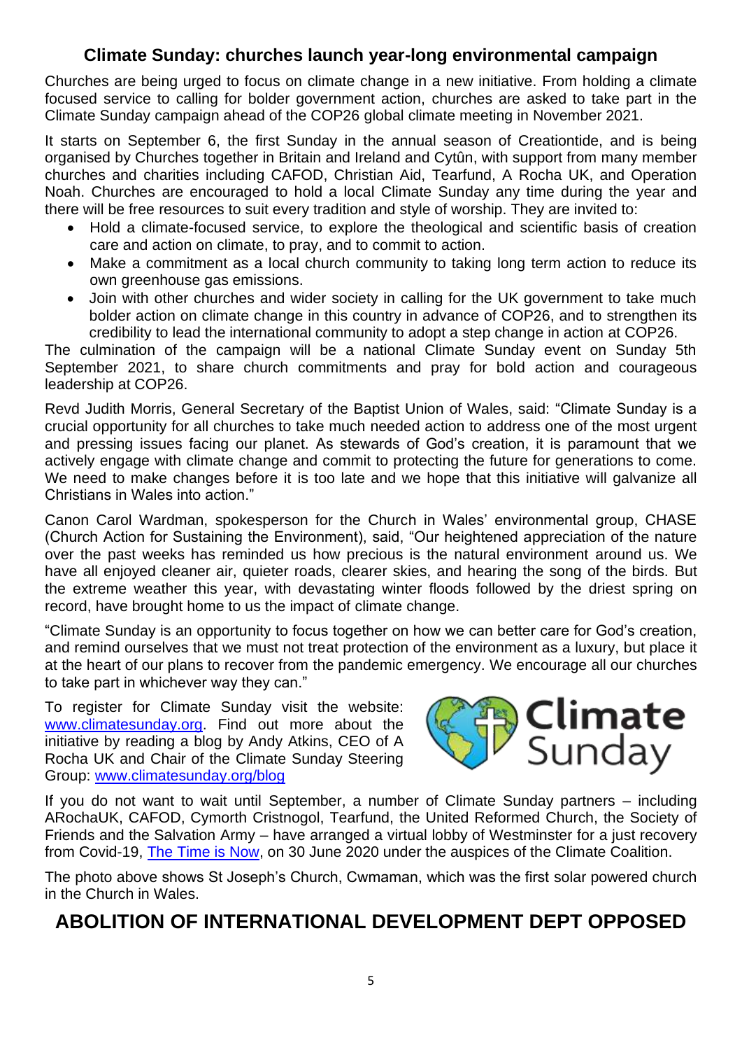## Climate Sunday: churches launch year-long environmental campaign

Churches are being urged to focus on climate change in a new initiative. From holding a climate focused service to calling for bolder government action, churches are asked to take part in the Climate Sunday campaign ahead of the COP26 global climate meeting in November 2021.

It starts on September 6, the first Sunday in the annual season of Creationtide, and is being organised by Churches together in Britain and Ireland and Cytûn, with support from many member churches and charities including CAFOD, Christian Aid, Tearfund, A Rocha UK, and Operation Noah. Churches are encouraged to hold a local Climate Sunday any time during the year and there will be free resources to suit every tradition and style of worship. They are invited to:

- Hold a climate-focused service, to explore the theological and scientific basis of creation care and action on climate, to pray, and to commit to action.
- Make a commitment as a local church community to taking long term action to reduce its own greenhouse gas emissions.
- Join with other churches and wider society in calling for the UK government to take much bolder action on climate change in this country in advance of COP26, and to strengthen its credibility to lead the international community to adopt a step change in action at COP26.

The culmination of the campaign will be a national Climate Sunday event on Sunday 5th September 2021, to share church commitments and pray for bold action and courageous leadership at COP26.

Revd Judith Morris, General Secretary of the Baptist Union of Wales, said: "Climate Sunday is a crucial opportunity for all churches to take much needed action to address one of the most urgent and pressing issues facing our planet. As stewards of God's creation, it is paramount that we actively engage with climate change and commit to protecting the future for generations to come. We need to make changes before it is too late and we hope that this initiative will galvanize all Christians in Wales into action."

Canon Carol Wardman, spokesperson for the Church in Wales' environmental group, CHASE (Church Action for Sustaining the Environment), said, "Our heightened appreciation of the nature over the past weeks has reminded us how precious is the natural environment around us. We have all enjoyed cleaner air, quieter roads, clearer skies, and hearing the song of the birds. But the extreme weather this year, with devastating winter floods followed by the driest spring on record, have brought home to us the impact of climate change.

"Climate Sunday is an opportunity to focus together on how we can better care for God's creation, and remind ourselves that we must not treat protection of the environment as a luxury, but place it at the heart of our plans to recover from the pandemic emergency. We encourage all our churches to take part in whichever way they can."

To register for Climate Sunday visit the website: [www.climatesunday.org](http://www.climatesunday.org). Find out more about the initiative by reading a blog by Andy Atkins, CEO of A Rocha UK and Chair of the Climate Sunday Steering Group: [www.climatesunday.org/blog](http://www.climatesunday.org/blog)

Climate Sunday

If you do not want to wait until September, a number of Climate Sunday partners – including ARochaUK, CAFOD, Cymorth Cristnogol, Tearfund, the United Reformed Church, the Society of Friends and the Salvation Army – have arranged a virtual lobby of Westminster for a just recovery from Covid-19, The Time is Now, on 30 June 2020 under the auspices of the Climate Coalition.

The photo above shows St Joseph's Church, Cwmaman, which was the first solar powered church in the Church in Wales.

# ABOLITION OF INTERNATIONAL DEVELOPMENT DEPT OPPOSED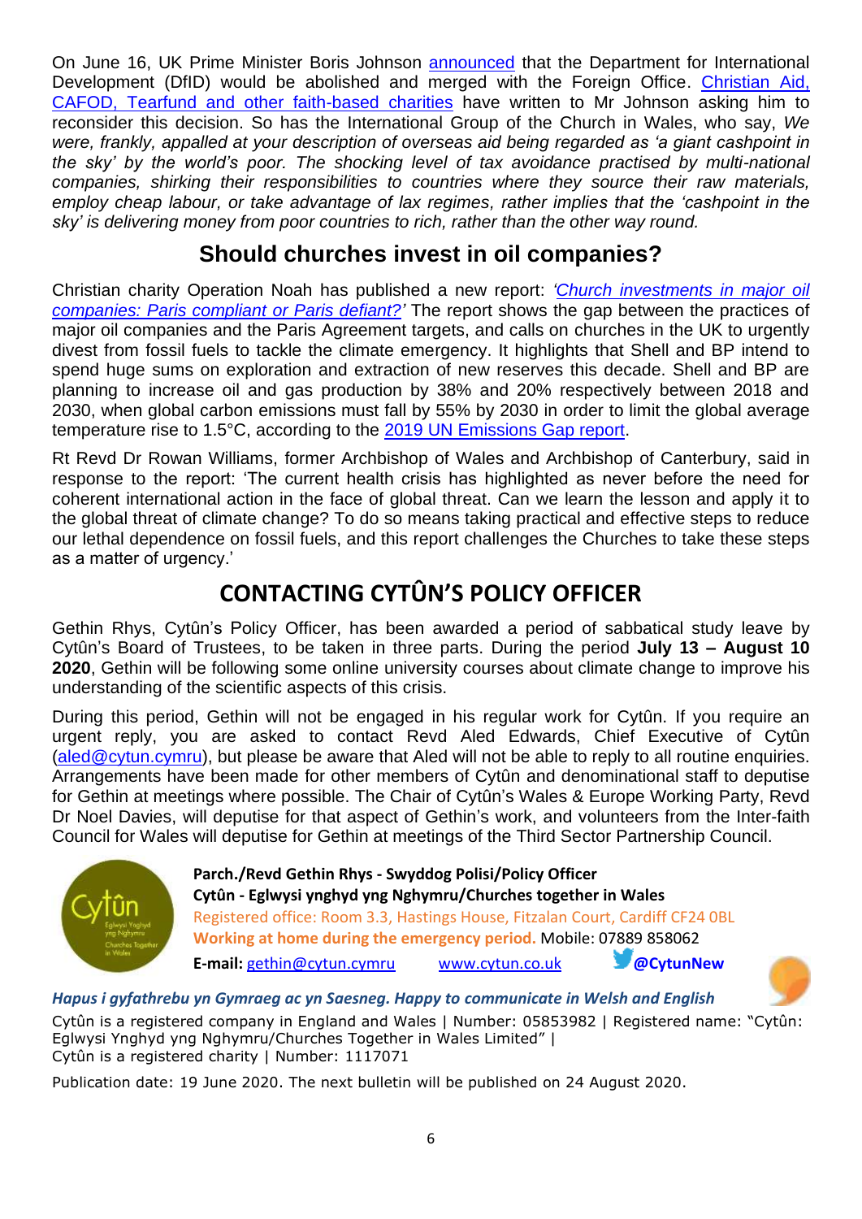On June 16, UK Prime Minister Boris Johnson announced that the Department for International Development (DfID) would be abolished and merged with the Foreign Office. Christian Aid, CAFOD, Tearfund and other faith-based charities have written to Mr Johnson asking him to reconsider this decision. So has the International Group of the Church in Wales, who say, *We were, frankly, appalled at your description of overseas aid being regarded as 'a giant cashpoint in the sky' by the world's poor. The shocking level of tax avoidance practised by multi-national companies, shirking their responsibilities to countries where they source their raw materials, employ cheap labour, or take advantage of lax regimes, rather implies that the 'cashpoint in the sky' is delivering money from poor countries to rich, rather than the other way round.*

## Should churches invest in oil companies?

Christian charity Operation Noah has published a new report: *'Church investments in major oil companies: Paris compliant or Paris defiant?'* The report shows the gap between the practices of major oil companies and the Paris Agreement targets, and calls on churches in the UK to urgently divest from fossil fuels to tackle the climate emergency. It highlights that Shell and BP intend to spend huge sums on exploration and extraction of new reserves this decade. Shell and BP are planning to increase oil and gas production by 38% and 20% respectively between 2018 and 2030, when global carbon emissions must fall by 55% by 2030 in order to limit the global average temperature rise to 1.5°C, according to the 2019 UN Emissions Gap report.

Rt Revd Dr Rowan Williams, former Archbishop of Wales and Archbishop of Canterbury, said in response to the report: 'The current health crisis has highlighted as never before the need for coherent international action in the face of global threat. Can we learn the lesson and apply it to the global threat of climate change? To do so means taking practical and effective steps to reduce our lethal dependence on fossil fuels, and this report challenges the Churches to take these steps as a matter of urgency.'

## CONTACTING CYTÛN'S POLICY OFFICER

Gethin Rhys, Cytûn's Policy Officer, has been awarded a period of sabbatical study leave by Cytûn's Board of Trustees, to be taken in three parts. During the period **July 13 – August 10 2020**, Gethin will be following some online university courses about climate change to improve his understanding of the scientific aspects of this crisis.

During this period, Gethin will not be engaged in his regular work for Cytûn. If you require an urgent reply, you are asked to contact Revd Aled Edwards, Chief Executive of Cytûn (aled@cytun.cymru), but please be aware that Aled will not be able to reply to all routine enquiries. Arrangements have been made for other members of Cytûn and denominational staff to deputise for Gethin at meetings where possible. The Chair of Cytûn's Wales & Europe Working Party, Revd Dr Noel Davies, will deputise for that aspect of Gethin's work, and volunteers from the Inter-faith Council for Wales will deputise for Gethin at meetings of the Third Sector Partnership Council.

**Parch./Revd Gethin Rhys - Swyddog Polisi/Policy Officer**
**Cytûn - Eglwysi ynghyd yng Nghymru/Churches together in Wales**
Registered office: Room 3.3, Hastings House, Fitzalan Court, Cardiff CF24 0BL
**Working at home during the emergency period.** Mobile: 07889 858062
**E-mail:** gethin@cytun.cymru    www.cytun.co.uk    **@CytunNew**

***Hapus i gyfathrebu yn Gymraeg ac yn Saesneg. Happy to communicate in Welsh and English***

Cytûn is a registered company in England and Wales | Number: 05853982 | Registered name: "Cytûn: Eglwysi Ynghyd yng Nghymru/Churches Together in Wales Limited" |
Cytûn is a registered charity | Number: 1117071

Publication date: 19 June 2020. The next bulletin will be published on 24 August 2020.